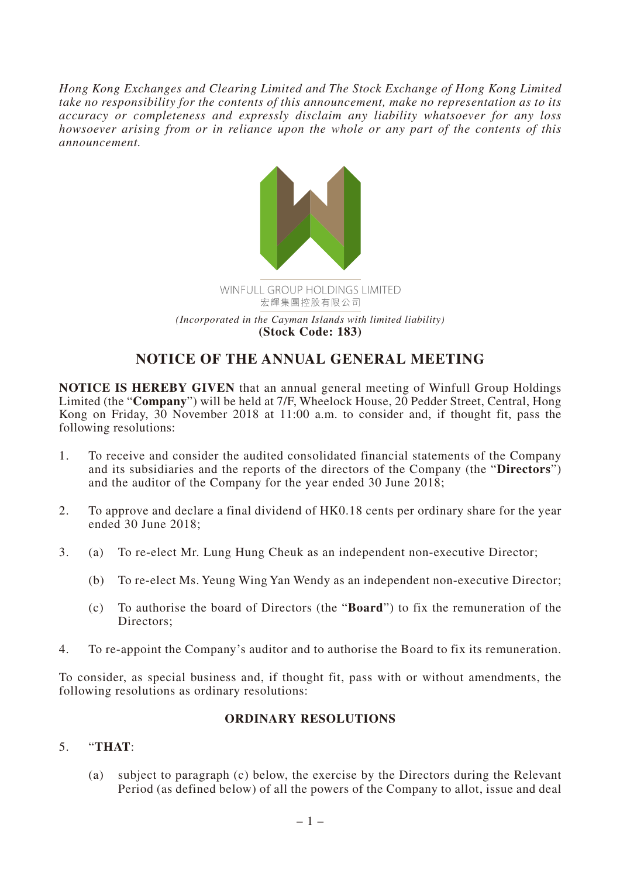*Hong Kong Exchanges and Clearing Limited and The Stock Exchange of Hong Kong Limited take no responsibility for the contents of this announcement, make no representation as to its accuracy or completeness and expressly disclaim any liability whatsoever for any loss howsoever arising from or in reliance upon the whole or any part of the contents of this announcement.*

WINFULL GROUP HOLDINGS LIMITED
宏輝集團控股有限公司

*(Incorporated in the Cayman Islands with limited liability)*
**(Stock Code: 183)**

# NOTICE OF THE ANNUAL GENERAL MEETING

**NOTICE IS HEREBY GIVEN** that an annual general meeting of Winfull Group Holdings Limited (the "**Company**") will be held at 7/F, Wheelock House, 20 Pedder Street, Central, Hong Kong on Friday, 30 November 2018 at 11:00 a.m. to consider and, if thought fit, pass the following resolutions:

1. To receive and consider the audited consolidated financial statements of the Company and its subsidiaries and the reports of the directors of the Company (the "**Directors**") and the auditor of the Company for the year ended 30 June 2018;

2. To approve and declare a final dividend of HK0.18 cents per ordinary share for the year ended 30 June 2018;

3. (a) To re-elect Mr. Lung Hung Cheuk as an independent non-executive Director;

   (b) To re-elect Ms. Yeung Wing Yan Wendy as an independent non-executive Director;

   (c) To authorise the board of Directors (the "**Board**") to fix the remuneration of the Directors;

4. To re-appoint the Company's auditor and to authorise the Board to fix its remuneration.

To consider, as special business and, if thought fit, pass with or without amendments, the following resolutions as ordinary resolutions:

## ORDINARY RESOLUTIONS

5. "**THAT**:

   (a) subject to paragraph (c) below, the exercise by the Directors during the Relevant Period (as defined below) of all the powers of the Company to allot, issue and deal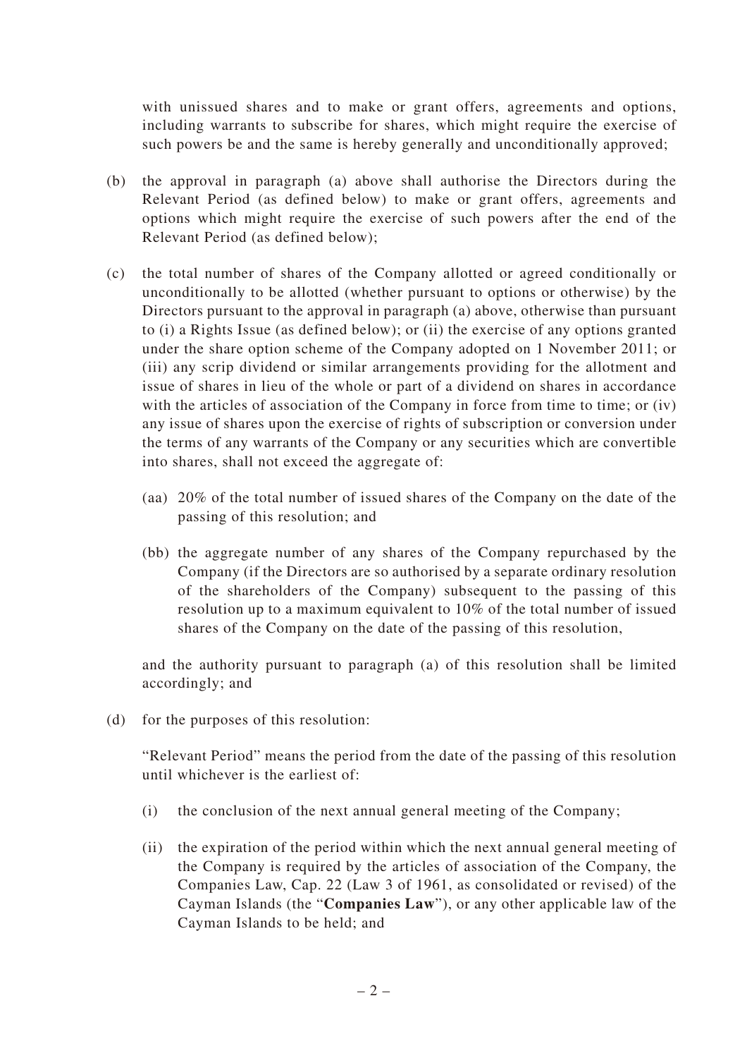with unissued shares and to make or grant offers, agreements and options, including warrants to subscribe for shares, which might require the exercise of such powers be and the same is hereby generally and unconditionally approved;

(b) the approval in paragraph (a) above shall authorise the Directors during the Relevant Period (as defined below) to make or grant offers, agreements and options which might require the exercise of such powers after the end of the Relevant Period (as defined below);

(c) the total number of shares of the Company allotted or agreed conditionally or unconditionally to be allotted (whether pursuant to options or otherwise) by the Directors pursuant to the approval in paragraph (a) above, otherwise than pursuant to (i) a Rights Issue (as defined below); or (ii) the exercise of any options granted under the share option scheme of the Company adopted on 1 November 2011; or (iii) any scrip dividend or similar arrangements providing for the allotment and issue of shares in lieu of the whole or part of a dividend on shares in accordance with the articles of association of the Company in force from time to time; or (iv) any issue of shares upon the exercise of rights of subscription or conversion under the terms of any warrants of the Company or any securities which are convertible into shares, shall not exceed the aggregate of:

   (aa) 20% of the total number of issued shares of the Company on the date of the passing of this resolution; and

   (bb) the aggregate number of any shares of the Company repurchased by the Company (if the Directors are so authorised by a separate ordinary resolution of the shareholders of the Company) subsequent to the passing of this resolution up to a maximum equivalent to 10% of the total number of issued shares of the Company on the date of the passing of this resolution,

   and the authority pursuant to paragraph (a) of this resolution shall be limited accordingly; and

(d) for the purposes of this resolution:

   "Relevant Period" means the period from the date of the passing of this resolution until whichever is the earliest of:

   (i) the conclusion of the next annual general meeting of the Company;

   (ii) the expiration of the period within which the next annual general meeting of the Company is required by the articles of association of the Company, the Companies Law, Cap. 22 (Law 3 of 1961, as consolidated or revised) of the Cayman Islands (the "**Companies Law**"), or any other applicable law of the Cayman Islands to be held; and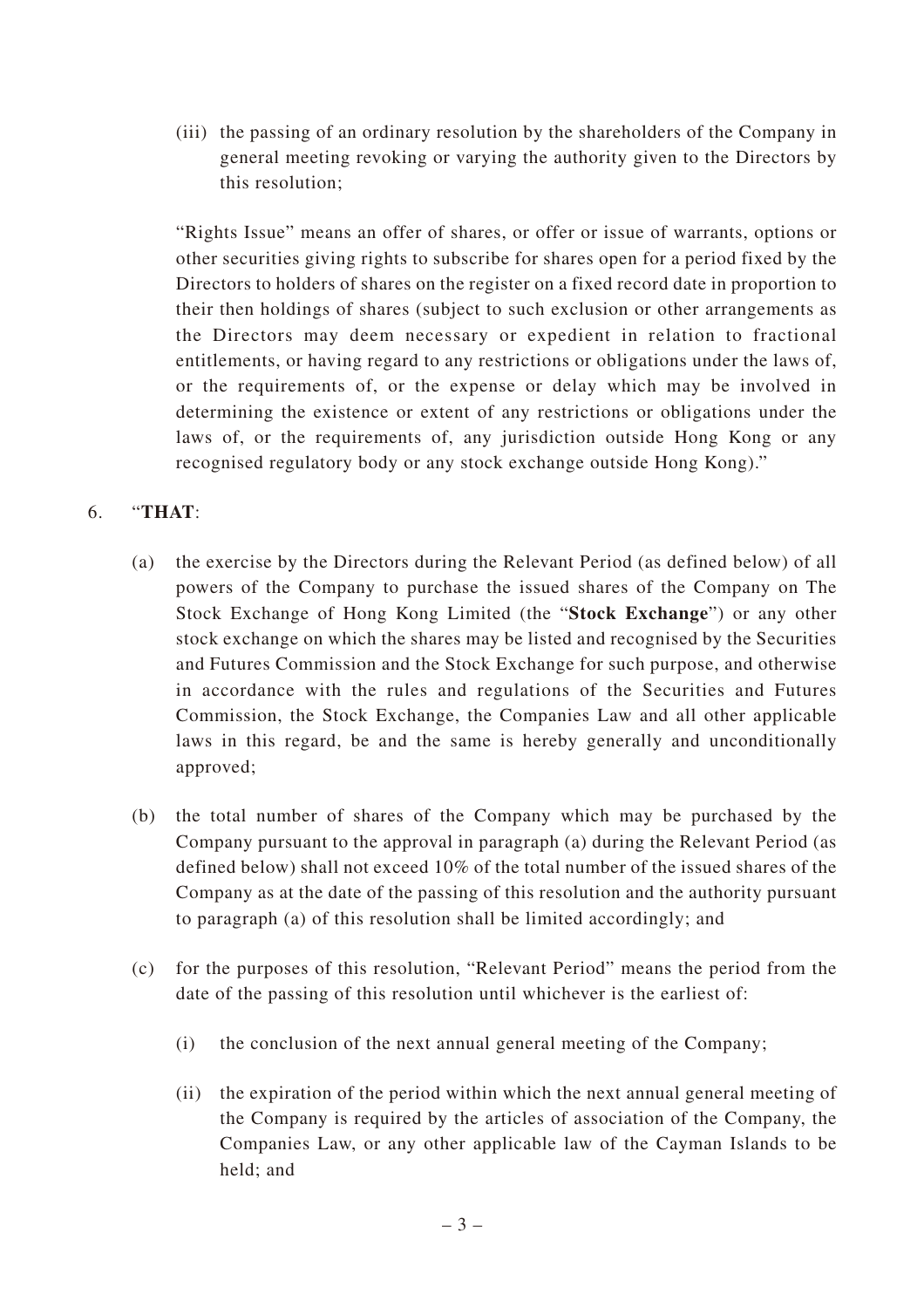(iii) the passing of an ordinary resolution by the shareholders of the Company in general meeting revoking or varying the authority given to the Directors by this resolution;

"Rights Issue" means an offer of shares, or offer or issue of warrants, options or other securities giving rights to subscribe for shares open for a period fixed by the Directors to holders of shares on the register on a fixed record date in proportion to their then holdings of shares (subject to such exclusion or other arrangements as the Directors may deem necessary or expedient in relation to fractional entitlements, or having regard to any restrictions or obligations under the laws of, or the requirements of, or the expense or delay which may be involved in determining the existence or extent of any restrictions or obligations under the laws of, or the requirements of, any jurisdiction outside Hong Kong or any recognised regulatory body or any stock exchange outside Hong Kong)."

6. "**THAT**:

(a) the exercise by the Directors during the Relevant Period (as defined below) of all powers of the Company to purchase the issued shares of the Company on The Stock Exchange of Hong Kong Limited (the "**Stock Exchange**") or any other stock exchange on which the shares may be listed and recognised by the Securities and Futures Commission and the Stock Exchange for such purpose, and otherwise in accordance with the rules and regulations of the Securities and Futures Commission, the Stock Exchange, the Companies Law and all other applicable laws in this regard, be and the same is hereby generally and unconditionally approved;

(b) the total number of shares of the Company which may be purchased by the Company pursuant to the approval in paragraph (a) during the Relevant Period (as defined below) shall not exceed 10% of the total number of the issued shares of the Company as at the date of the passing of this resolution and the authority pursuant to paragraph (a) of this resolution shall be limited accordingly; and

(c) for the purposes of this resolution, "Relevant Period" means the period from the date of the passing of this resolution until whichever is the earliest of:

(i) the conclusion of the next annual general meeting of the Company;

(ii) the expiration of the period within which the next annual general meeting of the Company is required by the articles of association of the Company, the Companies Law, or any other applicable law of the Cayman Islands to be held; and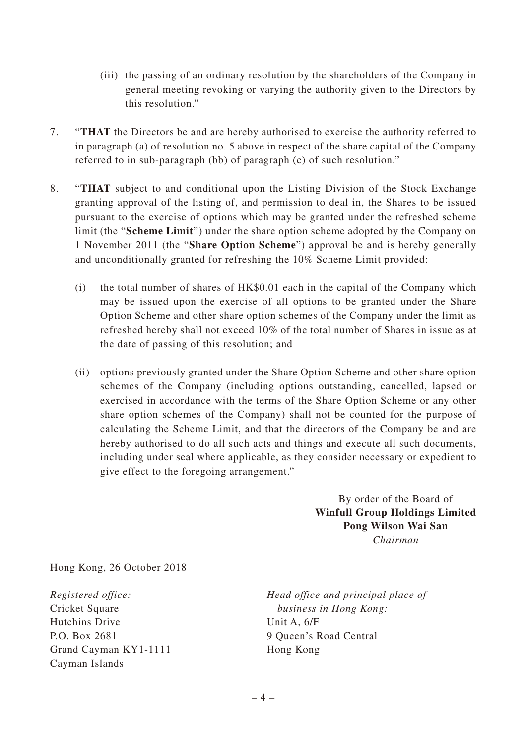(iii) the passing of an ordinary resolution by the shareholders of the Company in general meeting revoking or varying the authority given to the Directors by this resolution."

7. "**THAT** the Directors be and are hereby authorised to exercise the authority referred to in paragraph (a) of resolution no. 5 above in respect of the share capital of the Company referred to in sub-paragraph (bb) of paragraph (c) of such resolution."

8. "**THAT** subject to and conditional upon the Listing Division of the Stock Exchange granting approval of the listing of, and permission to deal in, the Shares to be issued pursuant to the exercise of options which may be granted under the refreshed scheme limit (the "**Scheme Limit**") under the share option scheme adopted by the Company on 1 November 2011 (the "**Share Option Scheme**") approval be and is hereby generally and unconditionally granted for refreshing the 10% Scheme Limit provided:

   (i) the total number of shares of HK$0.01 each in the capital of the Company which may be issued upon the exercise of all options to be granted under the Share Option Scheme and other share option schemes of the Company under the limit as refreshed hereby shall not exceed 10% of the total number of Shares in issue as at the date of passing of this resolution; and

   (ii) options previously granted under the Share Option Scheme and other share option schemes of the Company (including options outstanding, cancelled, lapsed or exercised in accordance with the terms of the Share Option Scheme or any other share option schemes of the Company) shall not be counted for the purpose of calculating the Scheme Limit, and that the directors of the Company be and are hereby authorised to do all such acts and things and execute all such documents, including under seal where applicable, as they consider necessary or expedient to give effect to the foregoing arrangement."

By order of the Board of
**Winfull Group Holdings Limited**
**Pong Wilson Wai San**
*Chairman*

Hong Kong, 26 October 2018

*Registered office:*
Cricket Square
Hutchins Drive
P.O. Box 2681
Grand Cayman KY1-1111
Cayman Islands

*Head office and principal place of business in Hong Kong:*
Unit A, 6/F
9 Queen's Road Central
Hong Kong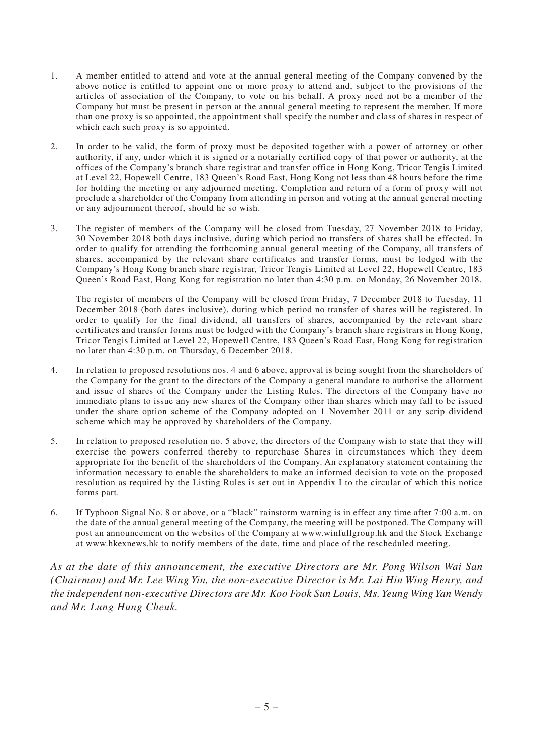1. A member entitled to attend and vote at the annual general meeting of the Company convened by the above notice is entitled to appoint one or more proxy to attend and, subject to the provisions of the articles of association of the Company, to vote on his behalf. A proxy need not be a member of the Company but must be present in person at the annual general meeting to represent the member. If more than one proxy is so appointed, the appointment shall specify the number and class of shares in respect of which each such proxy is so appointed.

2. In order to be valid, the form of proxy must be deposited together with a power of attorney or other authority, if any, under which it is signed or a notarially certified copy of that power or authority, at the offices of the Company's branch share registrar and transfer office in Hong Kong, Tricor Tengis Limited at Level 22, Hopewell Centre, 183 Queen's Road East, Hong Kong not less than 48 hours before the time for holding the meeting or any adjourned meeting. Completion and return of a form of proxy will not preclude a shareholder of the Company from attending in person and voting at the annual general meeting or any adjournment thereof, should he so wish.

3. The register of members of the Company will be closed from Tuesday, 27 November 2018 to Friday, 30 November 2018 both days inclusive, during which period no transfers of shares shall be effected. In order to qualify for attending the forthcoming annual general meeting of the Company, all transfers of shares, accompanied by the relevant share certificates and transfer forms, must be lodged with the Company's Hong Kong branch share registrar, Tricor Tengis Limited at Level 22, Hopewell Centre, 183 Queen's Road East, Hong Kong for registration no later than 4:30 p.m. on Monday, 26 November 2018.

   The register of members of the Company will be closed from Friday, 7 December 2018 to Tuesday, 11 December 2018 (both dates inclusive), during which period no transfer of shares will be registered. In order to qualify for the final dividend, all transfers of shares, accompanied by the relevant share certificates and transfer forms must be lodged with the Company's branch share registrars in Hong Kong, Tricor Tengis Limited at Level 22, Hopewell Centre, 183 Queen's Road East, Hong Kong for registration no later than 4:30 p.m. on Thursday, 6 December 2018.

4. In relation to proposed resolutions nos. 4 and 6 above, approval is being sought from the shareholders of the Company for the grant to the directors of the Company a general mandate to authorise the allotment and issue of shares of the Company under the Listing Rules. The directors of the Company have no immediate plans to issue any new shares of the Company other than shares which may fall to be issued under the share option scheme of the Company adopted on 1 November 2011 or any scrip dividend scheme which may be approved by shareholders of the Company.

5. In relation to proposed resolution no. 5 above, the directors of the Company wish to state that they will exercise the powers conferred thereby to repurchase Shares in circumstances which they deem appropriate for the benefit of the shareholders of the Company. An explanatory statement containing the information necessary to enable the shareholders to make an informed decision to vote on the proposed resolution as required by the Listing Rules is set out in Appendix I to the circular of which this notice forms part.

6. If Typhoon Signal No. 8 or above, or a "black" rainstorm warning is in effect any time after 7:00 a.m. on the date of the annual general meeting of the Company, the meeting will be postponed. The Company will post an announcement on the websites of the Company at www.winfullgroup.hk and the Stock Exchange at www.hkexnews.hk to notify members of the date, time and place of the rescheduled meeting.

*As at the date of this announcement, the executive Directors are Mr. Pong Wilson Wai San (Chairman) and Mr. Lee Wing Yin, the non-executive Director is Mr. Lai Hin Wing Henry, and the independent non-executive Directors are Mr. Koo Fook Sun Louis, Ms. Yeung Wing Yan Wendy and Mr. Lung Hung Cheuk.*